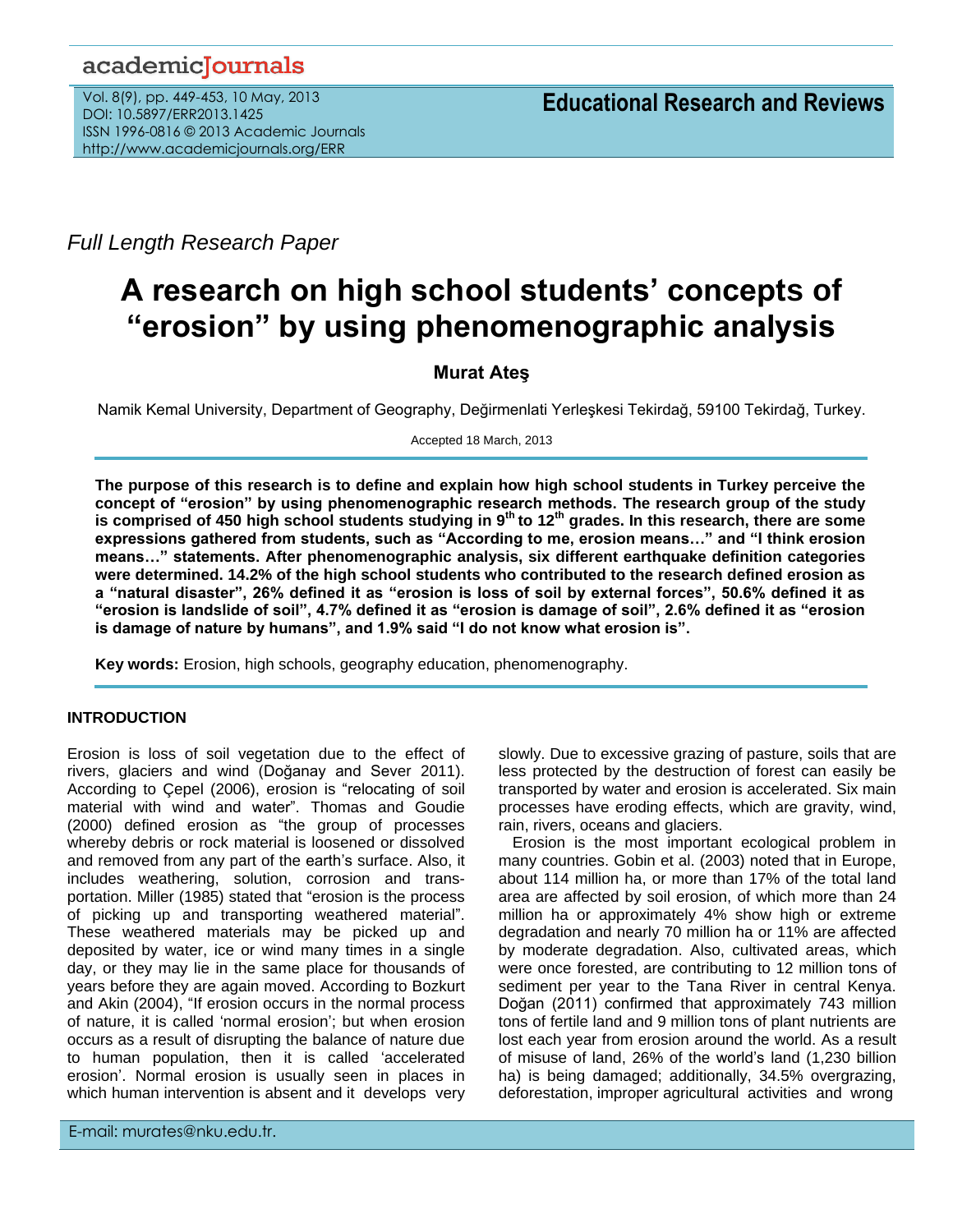Full Length Research Paper

# A research on high school students' concepts of "erosion" by using phenomenographic analysis

**Murat Ateş**

Namik Kemal University, Department of Geography, Değirmenlati Yerleşkesi Tekirdağ, 59100 Tekirdağ, Turkey.

Accepted 18 March, 2013

**The purpose of this research is to define and explain how high school students in Turkey perceive the concept of "erosion" by using phenomenographic research methods. The research group of the study is comprised of 450 high school students studying in 9th to 12th grades. In this research, there are some expressions gathered from students, such as "According to me, erosion means…" and "I think erosion means…" statements. After phenomenographic analysis, six different earthquake definition categories were determined. 14.2% of the high school students who contributed to the research defined erosion as a "natural disaster", 26% defined it as "erosion is loss of soil by external forces", 50.6% defined it as "erosion is landslide of soil", 4.7% defined it as "erosion is damage of soil", 2.6% defined it as "erosion is damage of nature by humans", and 1.9% said "I do not know what erosion is".**

**Key words:** Erosion, high schools, geography education, phenomenography.

## INTRODUCTION

Erosion is loss of soil vegetation due to the effect of rivers, glaciers and wind (Doğanay and Sever 2011). According to Çepel (2006), erosion is "relocating of soil material with wind and water". Thomas and Goudie (2000) defined erosion as "the group of processes whereby debris or rock material is loosened or dissolved and removed from any part of the earth's surface. Also, it includes weathering, solution, corrosion and transportation. Miller (1985) stated that "erosion is the process of picking up and transporting weathered material". These weathered materials may be picked up and deposited by water, ice or wind many times in a single day, or they may lie in the same place for thousands of years before they are again moved. According to Bozkurt and Akin (2004), "If erosion occurs in the normal process of nature, it is called 'normal erosion'; but when erosion occurs as a result of disrupting the balance of nature due to human population, then it is called 'accelerated erosion'. Normal erosion is usually seen in places in which human intervention is absent and it develops very slowly. Due to excessive grazing of pasture, soils that are less protected by the destruction of forest can easily be transported by water and erosion is accelerated. Six main processes have eroding effects, which are gravity, wind, rain, rivers, oceans and glaciers.

Erosion is the most important ecological problem in many countries. Gobin et al. (2003) noted that in Europe, about 114 million ha, or more than 17% of the total land area are affected by soil erosion, of which more than 24 million ha or approximately 4% show high or extreme degradation and nearly 70 million ha or 11% are affected by moderate degradation. Also, cultivated areas, which were once forested, are contributing to 12 million tons of sediment per year to the Tana River in central Kenya. Doğan (2011) confirmed that approximately 743 million tons of fertile land and 9 million tons of plant nutrients are lost each year from erosion around the world. As a result of misuse of land, 26% of the world's land (1,230 billion ha) is being damaged; additionally, 34.5% overgrazing, deforestation, improper agricultural activities and wrong

E-mail: murates@nku.edu.tr.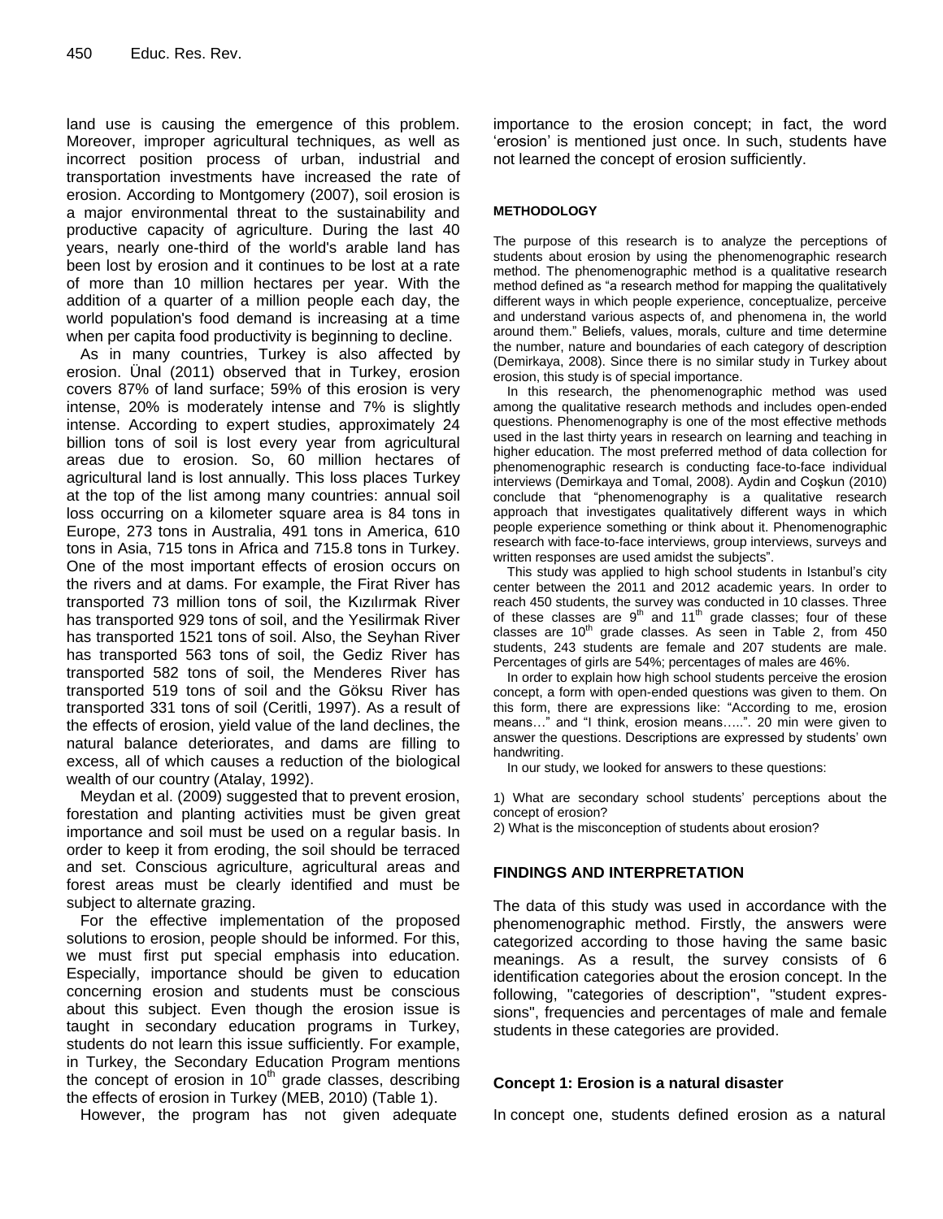land use is causing the emergence of this problem. Moreover, improper agricultural techniques, as well as incorrect position process of urban, industrial and transportation investments have increased the rate of erosion. According to Montgomery (2007), soil erosion is a major environmental threat to the sustainability and productive capacity of agriculture. During the last 40 years, nearly one-third of the world's arable land has been lost by erosion and it continues to be lost at a rate of more than 10 million hectares per year. With the addition of a quarter of a million people each day, the world population's food demand is increasing at a time when per capita food productivity is beginning to decline.

As in many countries, Turkey is also affected by erosion. Ünal (2011) observed that in Turkey, erosion covers 87% of land surface; 59% of this erosion is very intense, 20% is moderately intense and 7% is slightly intense. According to expert studies, approximately 24 billion tons of soil is lost every year from agricultural areas due to erosion. So, 60 million hectares of agricultural land is lost annually. This loss places Turkey at the top of the list among many countries: annual soil loss occurring on a kilometer square area is 84 tons in Europe, 273 tons in Australia, 491 tons in America, 610 tons in Asia, 715 tons in Africa and 715.8 tons in Turkey. One of the most important effects of erosion occurs on the rivers and at dams. For example, the Firat River has transported 73 million tons of soil, the Kızılırmak River has transported 929 tons of soil, and the Yesilirmak River has transported 1521 tons of soil. Also, the Seyhan River has transported 563 tons of soil, the Gediz River has transported 582 tons of soil, the Menderes River has transported 519 tons of soil and the Göksu River has transported 331 tons of soil (Ceritli, 1997). As a result of the effects of erosion, yield value of the land declines, the natural balance deteriorates, and dams are filling to excess, all of which causes a reduction of the biological wealth of our country (Atalay, 1992).

Meydan et al. (2009) suggested that to prevent erosion, forestation and planting activities must be given great importance and soil must be used on a regular basis. In order to keep it from eroding, the soil should be terraced and set. Conscious agriculture, agricultural areas and forest areas must be clearly identified and must be subject to alternate grazing.

For the effective implementation of the proposed solutions to erosion, people should be informed. For this, we must first put special emphasis into education. Especially, importance should be given to education concerning erosion and students must be conscious about this subject. Even though the erosion issue is taught in secondary education programs in Turkey, students do not learn this issue sufficiently. For example, in Turkey, the Secondary Education Program mentions the concept of erosion in 10th grade classes, describing the effects of erosion in Turkey (MEB, 2010) (Table 1).

However, the program has not given adequate importance to the erosion concept; in fact, the word 'erosion' is mentioned just once. In such, students have not learned the concept of erosion sufficiently.

## METHODOLOGY

The purpose of this research is to analyze the perceptions of students about erosion by using the phenomenographic research method. The phenomenographic method is a qualitative research method defined as "a research method for mapping the qualitatively different ways in which people experience, conceptualize, perceive and understand various aspects of, and phenomena in, the world around them." Beliefs, values, morals, culture and time determine the number, nature and boundaries of each category of description (Demirkaya, 2008). Since there is no similar study in Turkey about erosion, this study is of special importance.

In this research, the phenomenographic method was used among the qualitative research methods and includes open-ended questions. Phenomenography is one of the most effective methods used in the last thirty years in research on learning and teaching in higher education. The most preferred method of data collection for phenomenographic research is conducting face-to-face individual interviews (Demirkaya and Tomal, 2008). Aydin and Coşkun (2010) conclude that "phenomenography is a qualitative research approach that investigates qualitatively different ways in which people experience something or think about it. Phenomenographic research with face-to-face interviews, group interviews, surveys and written responses are used amidst the subjects".

This study was applied to high school students in Istanbul's city center between the 2011 and 2012 academic years. In order to reach 450 students, the survey was conducted in 10 classes. Three of these classes are 9th and 11th grade classes; four of these classes are 10th grade classes. As seen in Table 2, from 450 students, 243 students are female and 207 students are male. Percentages of girls are 54%; percentages of males are 46%.

In order to explain how high school students perceive the erosion concept, a form with open-ended questions was given to them. On this form, there are expressions like: "According to me, erosion means…" and "I think, erosion means…..". 20 min were given to answer the questions. Descriptions are expressed by students' own handwriting.

In our study, we looked for answers to these questions:

1) What are secondary school students' perceptions about the concept of erosion?
2) What is the misconception of students about erosion?

## FINDINGS AND INTERPRETATION

The data of this study was used in accordance with the phenomenographic method. Firstly, the answers were categorized according to those having the same basic meanings. As a result, the survey consists of 6 identification categories about the erosion concept. In the following, "categories of description", "student expressions", frequencies and percentages of male and female students in these categories are provided.

### Concept 1: Erosion is a natural disaster

In concept one, students defined erosion as a natural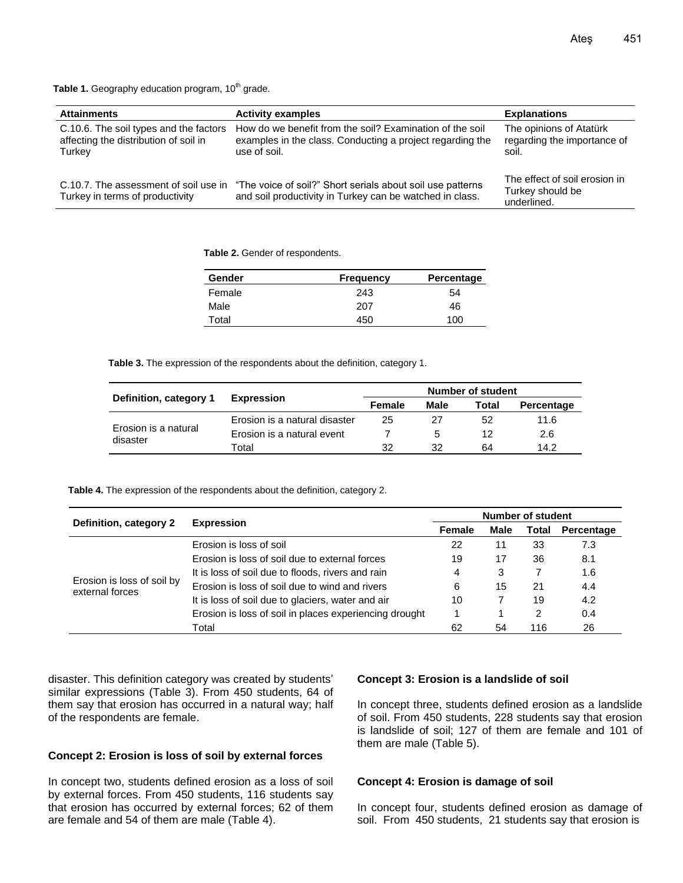**Table 1.** Geography education program, 10th grade.

| Attainments | Activity examples | Explanations |
|---|---|---|
| C.10.6. The soil types and the factors affecting the distribution of soil in Turkey | How do we benefit from the soil? Examination of the soil examples in the class. Conducting a project regarding the use of soil. | The opinions of Atatürk regarding the importance of soil. |
| C.10.7. The assessment of soil use in Turkey in terms of productivity | "The voice of soil?" Short serials about soil use patterns and soil productivity in Turkey can be watched in class. | The effect of soil erosion in Turkey should be underlined. |

**Table 2.** Gender of respondents.

| Gender | Frequency | Percentage |
|---|---|---|
| Female | 243 | 54 |
| Male | 207 | 46 |
| Total | 450 | 100 |

**Table 3.** The expression of the respondents about the definition, category 1.

| Definition, category 1 | Expression | Number of student | | | |
|---|---|---|---|---|---|
| | | Female | Male | Total | Percentage |
| Erosion is a natural disaster | Erosion is a natural disaster | 25 | 27 | 52 | 11.6 |
| | Erosion is a natural event | 7 | 5 | 12 | 2.6 |
| | Total | 32 | 32 | 64 | 14.2 |

**Table 4.** The expression of the respondents about the definition, category 2.

| Definition, category 2 | Expression | Number of student | | | |
|---|---|---|---|---|---|
| | | Female | Male | Total | Percentage |
| Erosion is loss of soil by external forces | Erosion is loss of soil | 22 | 11 | 33 | 7.3 |
| | Erosion is loss of soil due to external forces | 19 | 17 | 36 | 8.1 |
| | It is loss of soil due to floods, rivers and rain | 4 | 3 | 7 | 1.6 |
| | Erosion is loss of soil due to wind and rivers | 6 | 15 | 21 | 4.4 |
| | It is loss of soil due to glaciers, water and air | 10 | 7 | 19 | 4.2 |
| | Erosion is loss of soil in places experiencing drought | 1 | 1 | 2 | 0.4 |
| | Total | 62 | 54 | 116 | 26 |

disaster. This definition category was created by students' similar expressions (Table 3). From 450 students, 64 of them say that erosion has occurred in a natural way; half of the respondents are female.

### Concept 2: Erosion is loss of soil by external forces

In concept two, students defined erosion as a loss of soil by external forces. From 450 students, 116 students say that erosion has occurred by external forces; 62 of them are female and 54 of them are male (Table 4).

### Concept 3: Erosion is a landslide of soil

In concept three, students defined erosion as a landslide of soil. From 450 students, 228 students say that erosion is landslide of soil; 127 of them are female and 101 of them are male (Table 5).

### Concept 4: Erosion is damage of soil

In concept four, students defined erosion as damage of soil. From 450 students, 21 students say that erosion is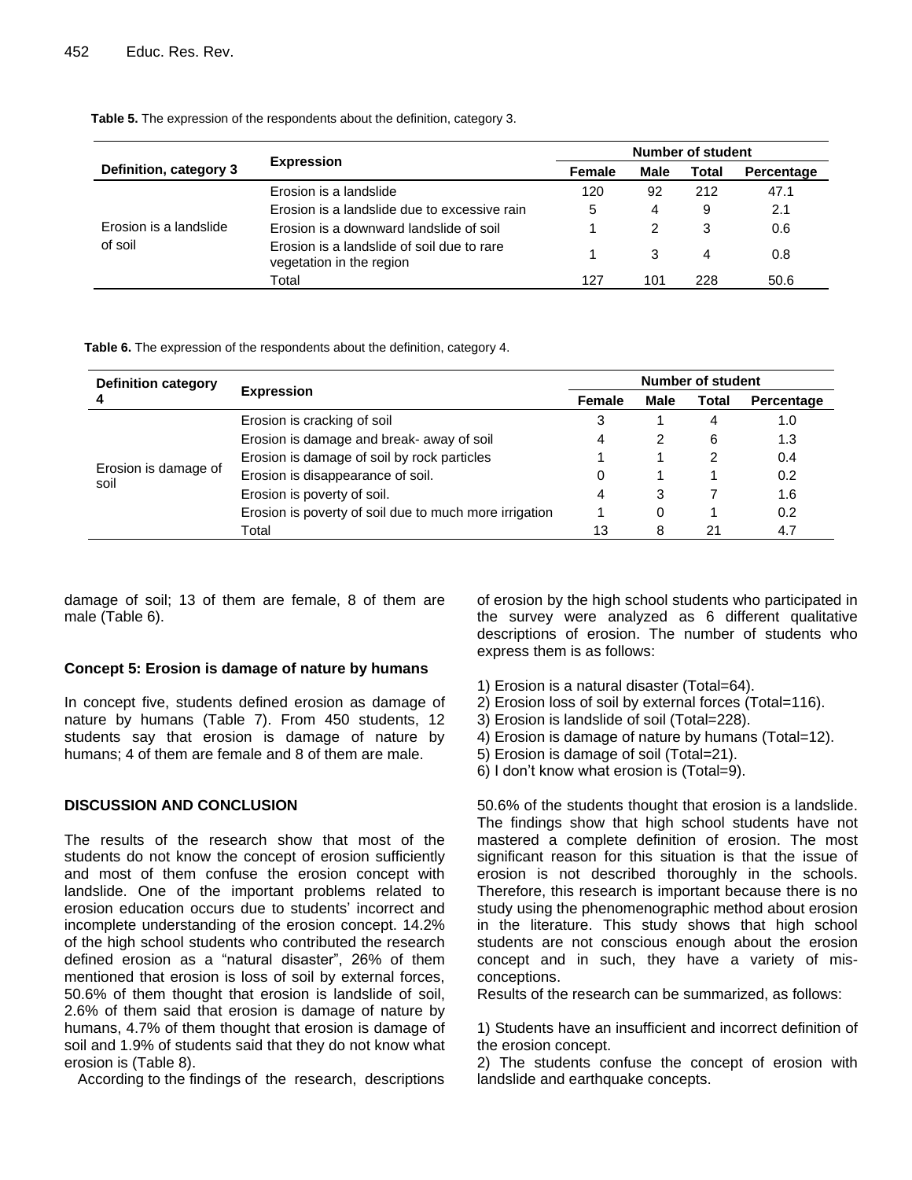**Table 5.** The expression of the respondents about the definition, category 3.

| Definition, category 3 | Expression | Number of student | | | |
|---|---|---|---|---|---|
| | | Female | Male | Total | Percentage |
| Erosion is a landslide of soil | Erosion is a landslide | 120 | 92 | 212 | 47.1 |
| | Erosion is a landslide due to excessive rain | 5 | 4 | 9 | 2.1 |
| | Erosion is a downward landslide of soil | 1 | 2 | 3 | 0.6 |
| | Erosion is a landslide of soil due to rare vegetation in the region | 1 | 3 | 4 | 0.8 |
| | Total | 127 | 101 | 228 | 50.6 |

**Table 6.** The expression of the respondents about the definition, category 4.

| Definition category 4 | Expression | Number of student | | | |
|---|---|---|---|---|---|
| | | Female | Male | Total | Percentage |
| Erosion is damage of soil | Erosion is cracking of soil | 3 | 1 | 4 | 1.0 |
| | Erosion is damage and break- away of soil | 4 | 2 | 6 | 1.3 |
| | Erosion is damage of soil by rock particles | 1 | 1 | 2 | 0.4 |
| | Erosion is disappearance of soil. | 0 | 1 | 1 | 0.2 |
| | Erosion is poverty of soil. | 4 | 3 | 7 | 1.6 |
| | Erosion is poverty of soil due to much more irrigation | 1 | 0 | 1 | 0.2 |
| | Total | 13 | 8 | 21 | 4.7 |

damage of soil; 13 of them are female, 8 of them are male (Table 6).

### Concept 5: Erosion is damage of nature by humans

In concept five, students defined erosion as damage of nature by humans (Table 7). From 450 students, 12 students say that erosion is damage of nature by humans; 4 of them are female and 8 of them are male.

## DISCUSSION AND CONCLUSION

The results of the research show that most of the students do not know the concept of erosion sufficiently and most of them confuse the erosion concept with landslide. One of the important problems related to erosion education occurs due to students' incorrect and incomplete understanding of the erosion concept. 14.2% of the high school students who contributed the research defined erosion as a "natural disaster", 26% of them mentioned that erosion is loss of soil by external forces, 50.6% of them thought that erosion is landslide of soil, 2.6% of them said that erosion is damage of nature by humans, 4.7% of them thought that erosion is damage of soil and 1.9% of students said that they do not know what erosion is (Table 8).

According to the findings of the research, descriptions of erosion by the high school students who participated in the survey were analyzed as 6 different qualitative descriptions of erosion. The number of students who express them is as follows:

1) Erosion is a natural disaster (Total=64).
2) Erosion loss of soil by external forces (Total=116).
3) Erosion is landslide of soil (Total=228).
4) Erosion is damage of nature by humans (Total=12).
5) Erosion is damage of soil (Total=21).
6) I don't know what erosion is (Total=9).

50.6% of the students thought that erosion is a landslide. The findings show that high school students have not mastered a complete definition of erosion. The most significant reason for this situation is that the issue of erosion is not described thoroughly in the schools. Therefore, this research is important because there is no study using the phenomenographic method about erosion in the literature. This study shows that high school students are not conscious enough about the erosion concept and in such, they have a variety of mis-conceptions.

Results of the research can be summarized, as follows:

1) Students have an insufficient and incorrect definition of the erosion concept.
2) The students confuse the concept of erosion with landslide and earthquake concepts.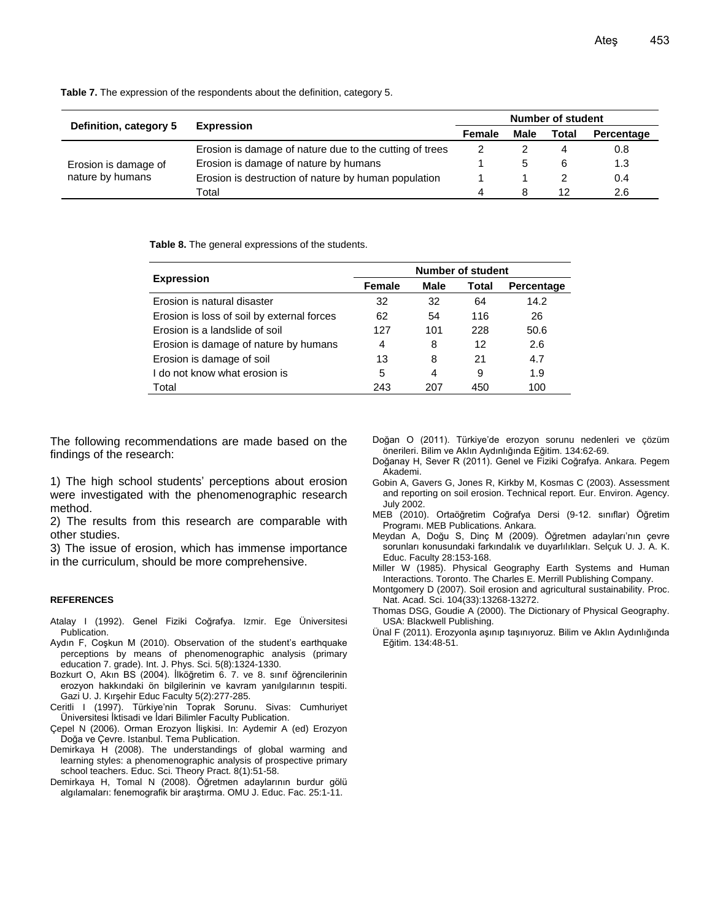**Table 7.** The expression of the respondents about the definition, category 5.

| Definition, category 5 | Expression | Number of student | | | |
|---|---|---|---|---|---|
| | | Female | Male | Total | Percentage |
| Erosion is damage of nature by humans | Erosion is damage of nature due to the cutting of trees | 2 | 2 | 4 | 0.8 |
| | Erosion is damage of nature by humans | 1 | 5 | 6 | 1.3 |
| | Erosion is destruction of nature by human population | 1 | 1 | 2 | 0.4 |
| | Total | 4 | 8 | 12 | 2.6 |

**Table 8.** The general expressions of the students.

| Expression | Number of student | | | |
|---|---|---|---|---|
| | Female | Male | Total | Percentage |
| Erosion is natural disaster | 32 | 32 | 64 | 14.2 |
| Erosion is loss of soil by external forces | 62 | 54 | 116 | 26 |
| Erosion is a landslide of soil | 127 | 101 | 228 | 50.6 |
| Erosion is damage of nature by humans | 4 | 8 | 12 | 2.6 |
| Erosion is damage of soil | 13 | 8 | 21 | 4.7 |
| I do not know what erosion is | 5 | 4 | 9 | 1.9 |
| Total | 243 | 207 | 450 | 100 |

The following recommendations are made based on the findings of the research:

1) The high school students' perceptions about erosion were investigated with the phenomenographic research method.
2) The results from this research are comparable with other studies.
3) The issue of erosion, which has immense importance in the curriculum, should be more comprehensive.

## REFERENCES

Atalay I (1992). Genel Fiziki Coğrafya. Izmir. Ege Üniversitesi Publication.

Aydın F, Coşkun M (2010). Observation of the student's earthquake perceptions by means of phenomenographic analysis (primary education 7. grade). Int. J. Phys. Sci. 5(8):1324-1330.

Bozkurt O, Akın BS (2004). İlköğretim 6. 7. ve 8. sınıf öğrencilerinin erozyon hakkındaki ön bilgilerinin ve kavram yanılgılarının tespiti. Gazi U. J. Kırşehir Educ Faculty 5(2):277-285.

Ceritli I (1997). Türkiye'nin Toprak Sorunu. Sivas: Cumhuriyet Üniversitesi İktisadi ve İdari Bilimler Faculty Publication.

Çepel N (2006). Orman Erozyon İlişkisi. In: Aydemir A (ed) Erozyon Doğa ve Çevre. Istanbul. Tema Publication.

Demirkaya H (2008). The understandings of global warming and learning styles: a phenomenographic analysis of prospective primary school teachers. Educ. Sci. Theory Pract. 8(1):51-58.

Demirkaya H, Tomal N (2008). Öğretmen adaylarının burdur gölü algılamaları: fenemografik bir araştırma. OMU J. Educ. Fac. 25:1-11.

Doğan O (2011). Türkiye'de erozyon sorunu nedenleri ve çözüm önerileri. Bilim ve Aklın Aydınlığında Eğitim. 134:62-69.

Doğanay H, Sever R (2011). Genel ve Fiziki Coğrafya. Ankara. Pegem Akademi.

Gobin A, Gavers G, Jones R, Kirkby M, Kosmas C (2003). Assessment and reporting on soil erosion. Technical report. Eur. Environ. Agency. July 2002.

MEB (2010). Ortaöğretim Coğrafya Dersi (9-12. sınıflar) Öğretim Programı. MEB Publications. Ankara.

Meydan A, Doğu S, Dinç M (2009). Öğretmen adayları'nın çevre sorunları konusundaki farkındalık ve duyarlılıkları. Selçuk U. J. A. K. Educ. Faculty 28:153-168.

Miller W (1985). Physical Geography Earth Systems and Human Interactions. Toronto. The Charles E. Merrill Publishing Company.

Montgomery D (2007). Soil erosion and agricultural sustainability. Proc. Nat. Acad. Sci. 104(33):13268-13272.

Thomas DSG, Goudie A (2000). The Dictionary of Physical Geography. USA: Blackwell Publishing.

Ünal F (2011). Erozyonla aşınıp taşınıyoruz. Bilim ve Aklın Aydınlığında Eğitim. 134:48-51.